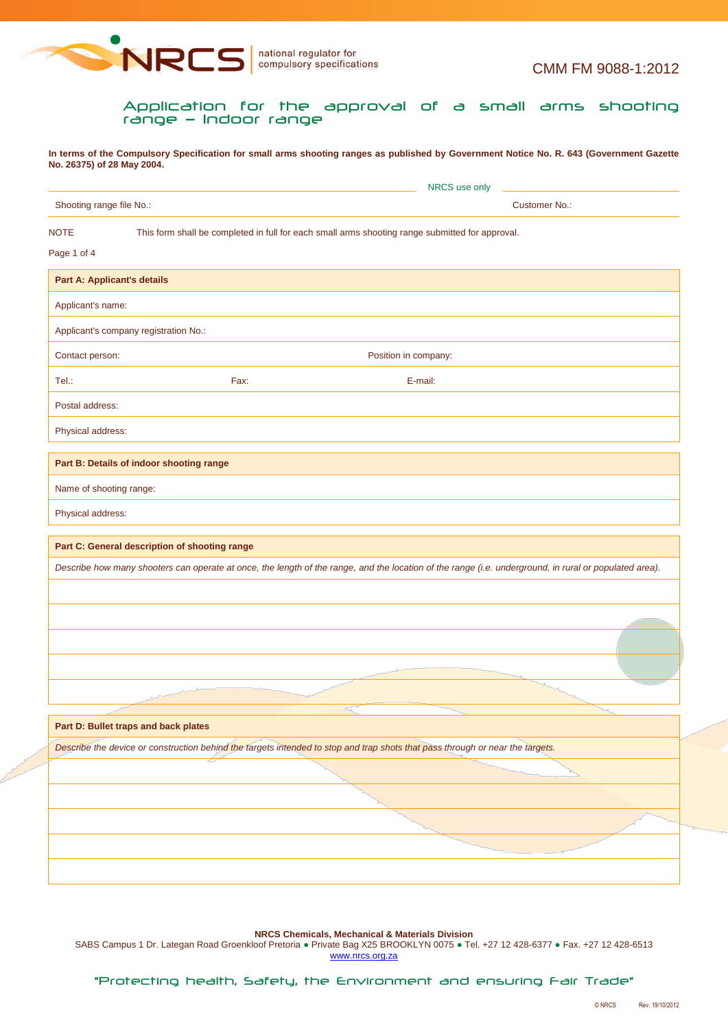NRCS national regulator for compulsory specifications

CMM FM 9088-1:2012

# Application for the approval of a small arms shooting range – Indoor range

**In terms of the Compulsory Specification for small arms shooting ranges as published by Government Notice No. R. 643 (Government Gazette No. 26375) of 28 May 2004.**

NRCS use only

| Shooting range file No.: | Customer No.: |
|---|---|

NOTE This form shall be completed in full for each small arms shooting range submitted for approval.

Page 1 of 4

| **Part A: Applicant's details** | | |
|---|---|---|
| Applicant's name: | | |
| Applicant's company registration No.: | | |
| Contact person: | | Position in company: |
| Tel.: | Fax: | E-mail: |
| Postal address: | | |
| Physical address: | | |

| **Part B: Details of indoor shooting range** |
|---|
| Name of shooting range: |
| Physical address: |

| **Part C: General description of shooting range** |
|---|
| *Describe how many shooters can operate at once, the length of the range, and the location of the range (i.e. underground, in rural or populated area).* |
| |
| |
| |
| |
| |

| **Part D: Bullet traps and back plates** |
|---|
| *Describe the device or construction behind the targets intended to stop and trap shots that pass through or near the targets.* |
| |
| |
| |
| |
| |

**NRCS Chemicals, Mechanical & Materials Division**
SABS Campus 1 Dr. Lategan Road Groenkloof Pretoria ● Private Bag X25 BROOKLYN 0075 ● Tel. +27 12 428-6377 ● Fax. +27 12 428-6513
www.nrcs.org.za

"Protecting health, Safety, the Environment and ensuring Fair Trade"

© NRCS Rev. 19/10/2012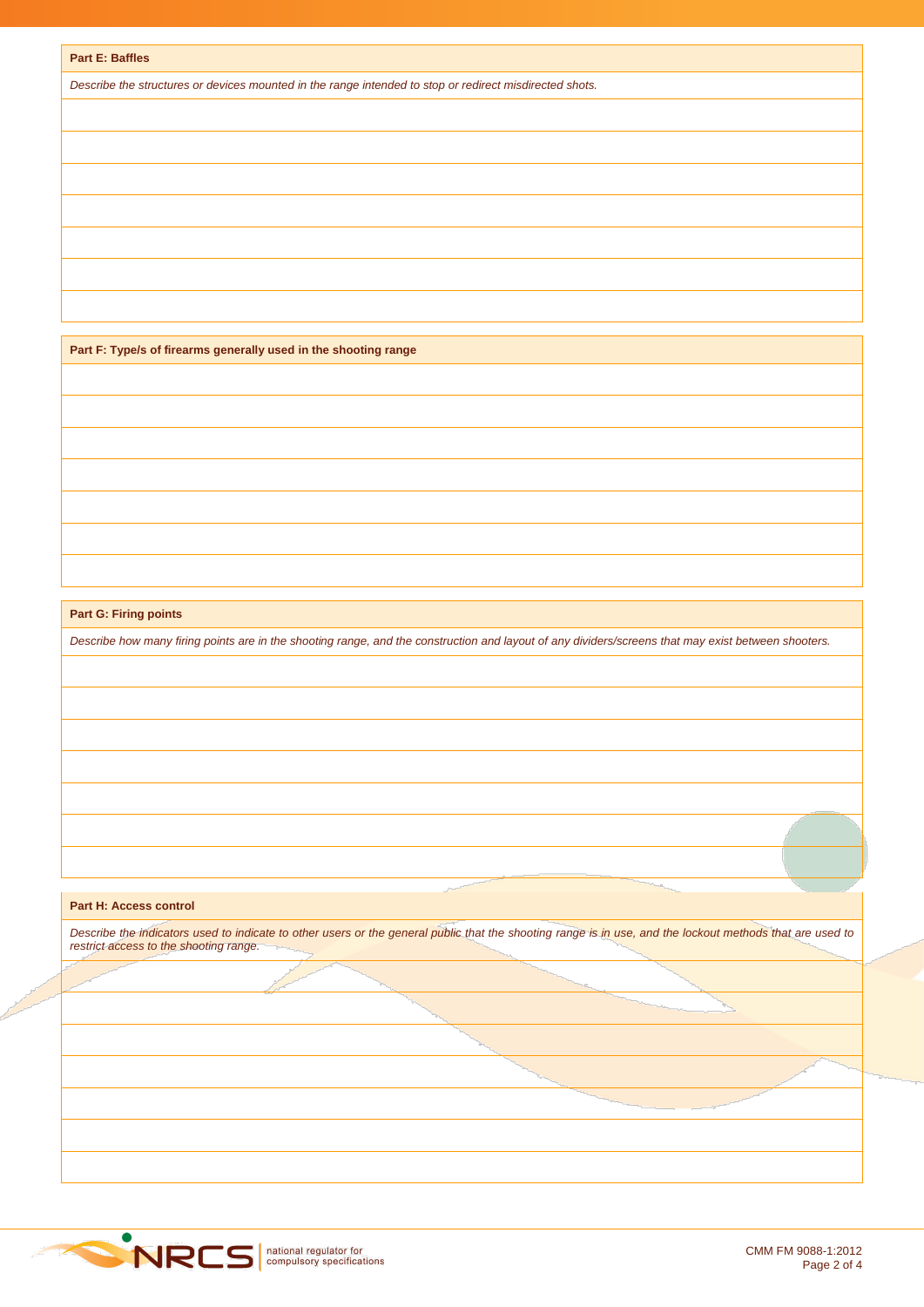## Part E: Baffles

*Describe the structures or devices mounted in the range intended to stop or redirect misdirected shots.*

## Part F: Type/s of firearms generally used in the shooting range

## Part G: Firing points

*Describe how many firing points are in the shooting range, and the construction and layout of any dividers/screens that may exist between shooters.*

## Part H: Access control

*Describe the indicators used to indicate to other users or the general public that the shooting range is in use, and the lockout methods that are used to restrict access to the shooting range.*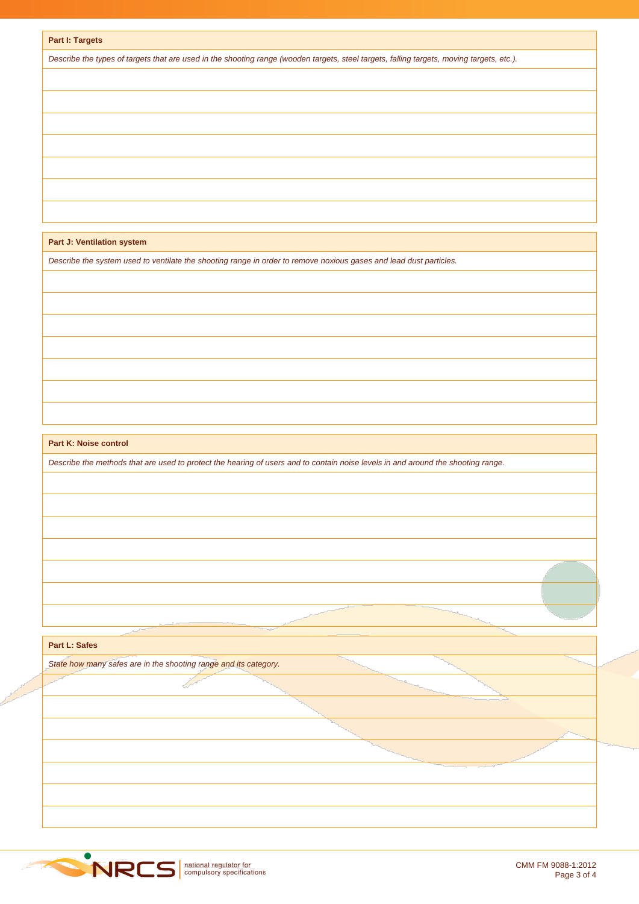**Part I: Targets**

*Describe the types of targets that are used in the shooting range (wooden targets, steel targets, falling targets, moving targets, etc.).*

**Part J: Ventilation system**

*Describe the system used to ventilate the shooting range in order to remove noxious gases and lead dust particles.*

**Part K: Noise control**

*Describe the methods that are used to protect the hearing of users and to contain noise levels in and around the shooting range.*

**Part L: Safes**

*State how many safes are in the shooting range and its category.*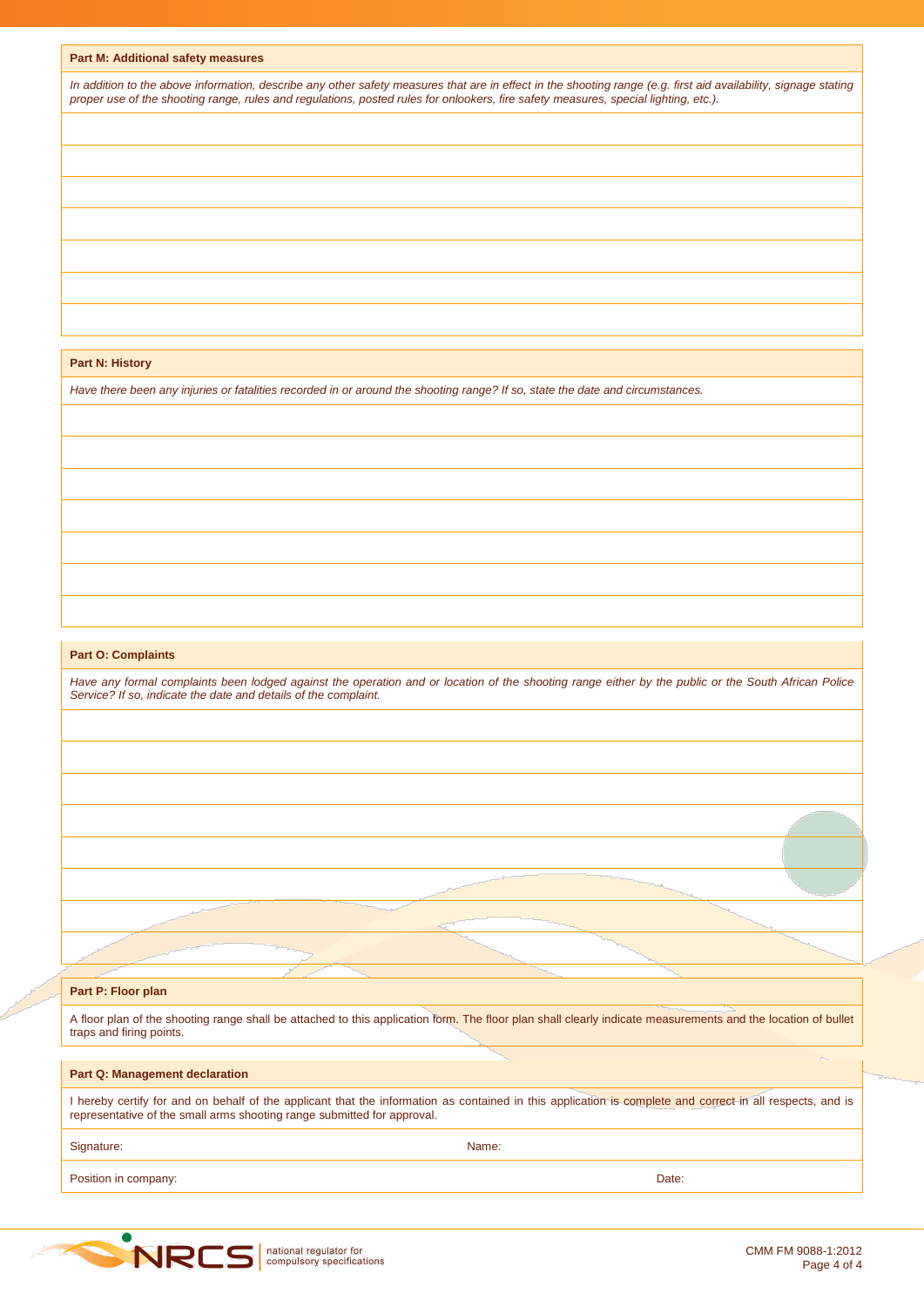## Part M: Additional safety measures

*In addition to the above information, describe any other safety measures that are in effect in the shooting range (e.g. first aid availability, signage stating proper use of the shooting range, rules and regulations, posted rules for onlookers, fire safety measures, special lighting, etc.).*

## Part N: History

*Have there been any injuries or fatalities recorded in or around the shooting range? If so, state the date and circumstances.*

## Part O: Complaints

*Have any formal complaints been lodged against the operation and or location of the shooting range either by the public or the South African Police Service? If so, indicate the date and details of the complaint.*

## Part P: Floor plan

A floor plan of the shooting range shall be attached to this application form. The floor plan shall clearly indicate measurements and the location of bullet traps and firing points.

## Part Q: Management declaration

I hereby certify for and on behalf of the applicant that the information as contained in this application is complete and correct in all respects, and is representative of the small arms shooting range submitted for approval.

| | |
|---|---|
| Signature: | Name: |
| Position in company: | Date: |